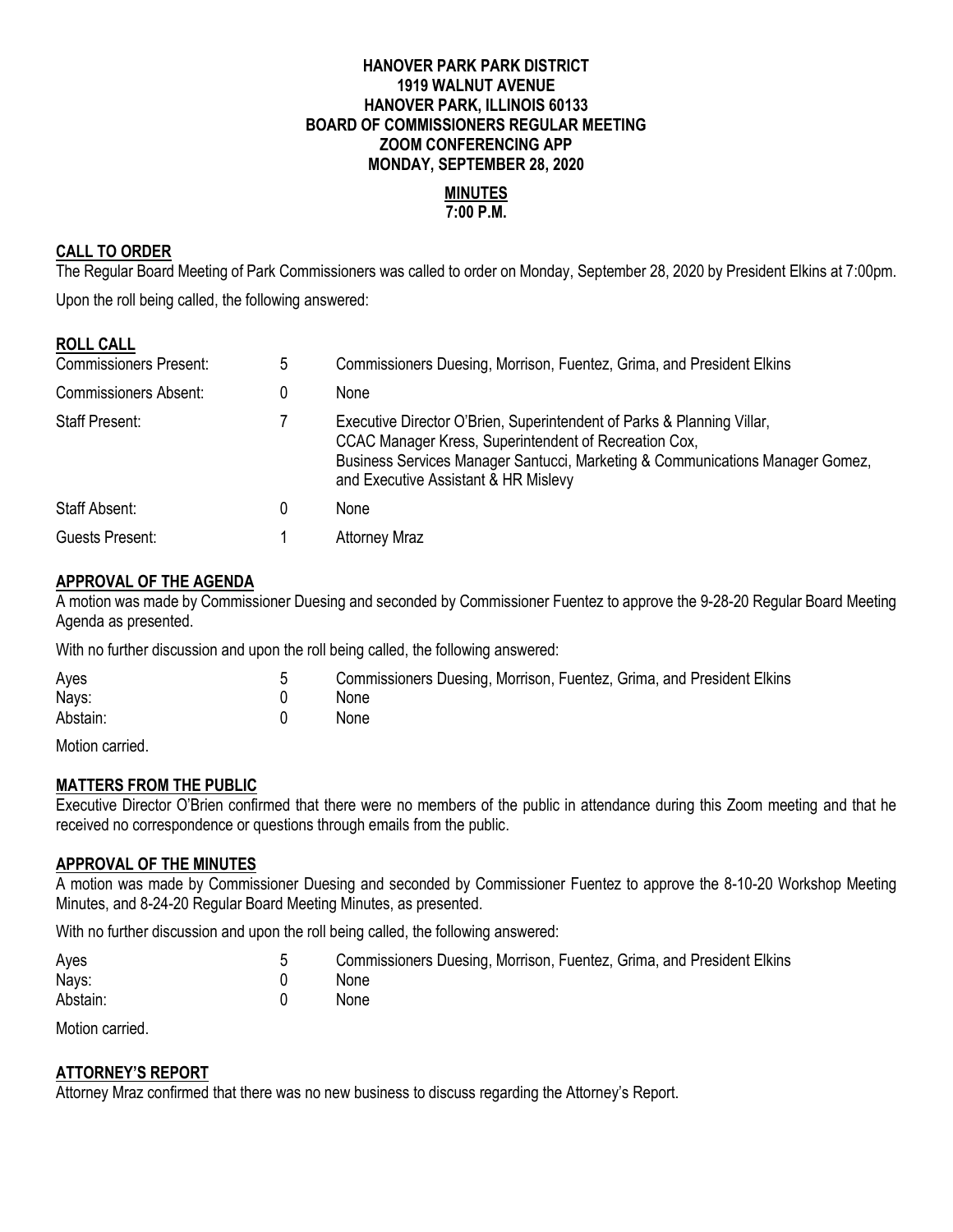**HANOVER PARK PARK DISTRICT**
**1919 WALNUT AVENUE**
**HANOVER PARK, ILLINOIS 60133**
**BOARD OF COMMISSIONERS REGULAR MEETING**
**ZOOM CONFERENCING APP**
**MONDAY, SEPTEMBER 28, 2020**

**MINUTES**
**7:00 P.M.**

## CALL TO ORDER

The Regular Board Meeting of Park Commissioners was called to order on Monday, September 28, 2020 by President Elkins at 7:00pm.

Upon the roll being called, the following answered:

## ROLL CALL

| | | |
|---|---|---|
| Commissioners Present: | 5 | Commissioners Duesing, Morrison, Fuentez, Grima, and President Elkins |
| Commissioners Absent: | 0 | None |
| Staff Present: | 7 | Executive Director O'Brien, Superintendent of Parks & Planning Villar, CCAC Manager Kress, Superintendent of Recreation Cox, Business Services Manager Santucci, Marketing & Communications Manager Gomez, and Executive Assistant & HR Mislevy |
| Staff Absent: | 0 | None |
| Guests Present: | 1 | Attorney Mraz |

## APPROVAL OF THE AGENDA

A motion was made by Commissioner Duesing and seconded by Commissioner Fuentez to approve the 9-28-20 Regular Board Meeting Agenda as presented.

With no further discussion and upon the roll being called, the following answered:

| | | |
|---|---|---|
| Ayes | 5 | Commissioners Duesing, Morrison, Fuentez, Grima, and President Elkins |
| Nays: | 0 | None |
| Abstain: | 0 | None |

Motion carried.

## MATTERS FROM THE PUBLIC

Executive Director O'Brien confirmed that there were no members of the public in attendance during this Zoom meeting and that he received no correspondence or questions through emails from the public.

## APPROVAL OF THE MINUTES

A motion was made by Commissioner Duesing and seconded by Commissioner Fuentez to approve the 8-10-20 Workshop Meeting Minutes, and 8-24-20 Regular Board Meeting Minutes, as presented.

With no further discussion and upon the roll being called, the following answered:

| | | |
|---|---|---|
| Ayes | 5 | Commissioners Duesing, Morrison, Fuentez, Grima, and President Elkins |
| Nays: | 0 | None |
| Abstain: | 0 | None |

Motion carried.

## ATTORNEY'S REPORT

Attorney Mraz confirmed that there was no new business to discuss regarding the Attorney's Report.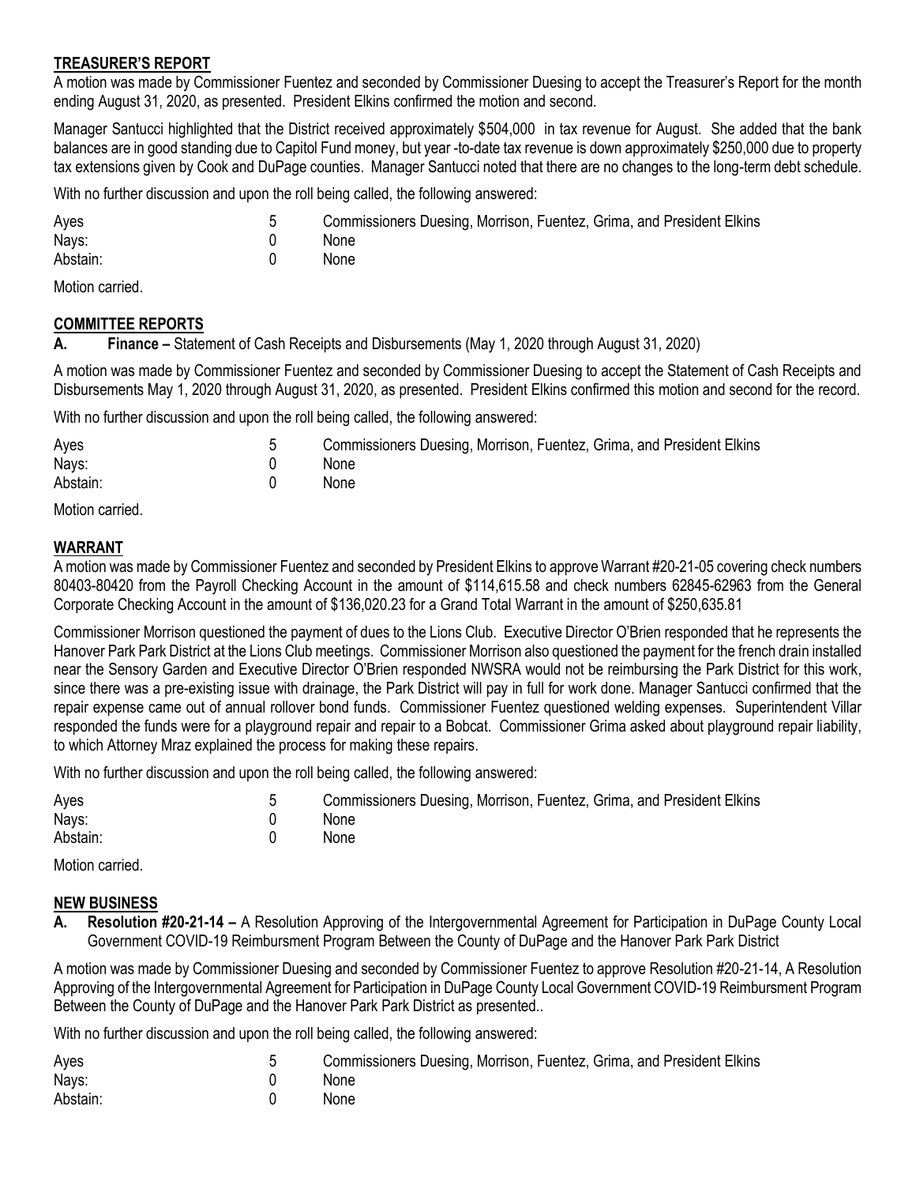## TREASURER'S REPORT

A motion was made by Commissioner Fuentez and seconded by Commissioner Duesing to accept the Treasurer's Report for the month ending August 31, 2020, as presented. President Elkins confirmed the motion and second.

Manager Santucci highlighted that the District received approximately \$504,000 in tax revenue for August. She added that the bank balances are in good standing due to Capitol Fund money, but year -to-date tax revenue is down approximately \$250,000 due to property tax extensions given by Cook and DuPage counties. Manager Santucci noted that there are no changes to the long-term debt schedule.

With no further discussion and upon the roll being called, the following answered:

| | | |
|---|---|---|
| Ayes | 5 | Commissioners Duesing, Morrison, Fuentez, Grima, and President Elkins |
| Nays: | 0 | None |
| Abstain: | 0 | None |

Motion carried.

## COMMITTEE REPORTS

**A. Finance –** Statement of Cash Receipts and Disbursements (May 1, 2020 through August 31, 2020)

A motion was made by Commissioner Fuentez and seconded by Commissioner Duesing to accept the Statement of Cash Receipts and Disbursements May 1, 2020 through August 31, 2020, as presented. President Elkins confirmed this motion and second for the record.

With no further discussion and upon the roll being called, the following answered:

| | | |
|---|---|---|
| Ayes | 5 | Commissioners Duesing, Morrison, Fuentez, Grima, and President Elkins |
| Nays: | 0 | None |
| Abstain: | 0 | None |

Motion carried.

## WARRANT

A motion was made by Commissioner Fuentez and seconded by President Elkins to approve Warrant #20-21-05 covering check numbers 80403-80420 from the Payroll Checking Account in the amount of \$114,615.58 and check numbers 62845-62963 from the General Corporate Checking Account in the amount of \$136,020.23 for a Grand Total Warrant in the amount of \$250,635.81

Commissioner Morrison questioned the payment of dues to the Lions Club. Executive Director O'Brien responded that he represents the Hanover Park Park District at the Lions Club meetings. Commissioner Morrison also questioned the payment for the french drain installed near the Sensory Garden and Executive Director O'Brien responded NWSRA would not be reimbursing the Park District for this work, since there was a pre-existing issue with drainage, the Park District will pay in full for work done. Manager Santucci confirmed that the repair expense came out of annual rollover bond funds. Commissioner Fuentez questioned welding expenses. Superintendent Villar responded the funds were for a playground repair and repair to a Bobcat. Commissioner Grima asked about playground repair liability, to which Attorney Mraz explained the process for making these repairs.

With no further discussion and upon the roll being called, the following answered:

| | | |
|---|---|---|
| Ayes | 5 | Commissioners Duesing, Morrison, Fuentez, Grima, and President Elkins |
| Nays: | 0 | None |
| Abstain: | 0 | None |

Motion carried.

## NEW BUSINESS

**A. Resolution #20-21-14 –** A Resolution Approving of the Intergovernmental Agreement for Participation in DuPage County Local Government COVID-19 Reimbursment Program Between the County of DuPage and the Hanover Park Park District

A motion was made by Commissioner Duesing and seconded by Commissioner Fuentez to approve Resolution #20-21-14, A Resolution Approving of the Intergovernmental Agreement for Participation in DuPage County Local Government COVID-19 Reimbursment Program Between the County of DuPage and the Hanover Park Park District as presented..

With no further discussion and upon the roll being called, the following answered:

| | | |
|---|---|---|
| Ayes | 5 | Commissioners Duesing, Morrison, Fuentez, Grima, and President Elkins |
| Nays: | 0 | None |
| Abstain: | 0 | None |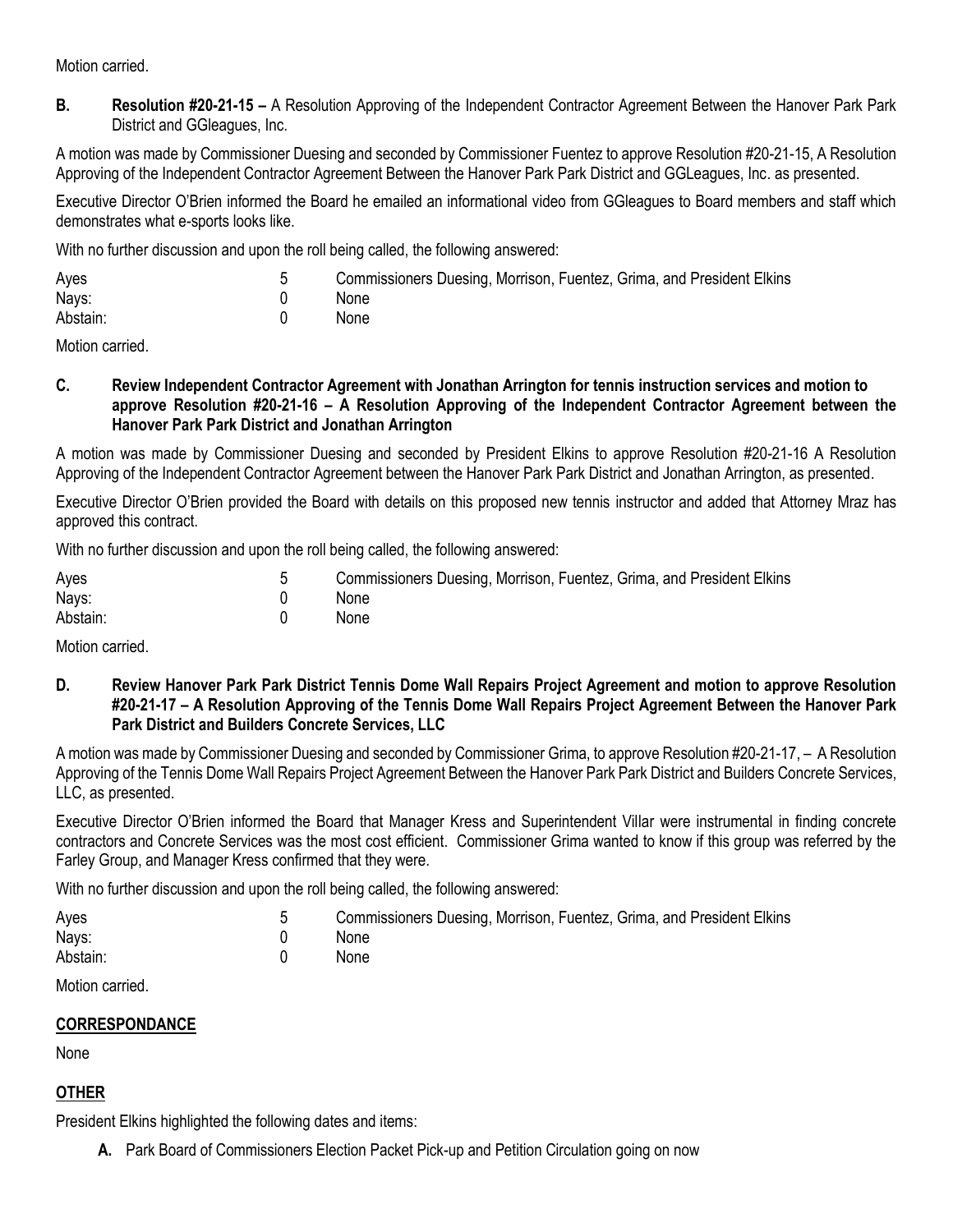Motion carried.

**B. Resolution #20-21-15 –** A Resolution Approving of the Independent Contractor Agreement Between the Hanover Park Park District and GGleagues, Inc.

A motion was made by Commissioner Duesing and seconded by Commissioner Fuentez to approve Resolution #20-21-15, A Resolution Approving of the Independent Contractor Agreement Between the Hanover Park Park District and GGLeagues, Inc. as presented.

Executive Director O'Brien informed the Board he emailed an informational video from GGleagues to Board members and staff which demonstrates what e-sports looks like.

With no further discussion and upon the roll being called, the following answered:

| | | |
|---|---|---|
| Ayes | 5 | Commissioners Duesing, Morrison, Fuentez, Grima, and President Elkins |
| Nays: | 0 | None |
| Abstain: | 0 | None |

Motion carried.

**C. Review Independent Contractor Agreement with Jonathan Arrington for tennis instruction services and motion to approve Resolution #20-21-16 – A Resolution Approving of the Independent Contractor Agreement between the Hanover Park Park District and Jonathan Arrington**

A motion was made by Commissioner Duesing and seconded by President Elkins to approve Resolution #20-21-16 A Resolution Approving of the Independent Contractor Agreement between the Hanover Park Park District and Jonathan Arrington, as presented.

Executive Director O'Brien provided the Board with details on this proposed new tennis instructor and added that Attorney Mraz has approved this contract.

With no further discussion and upon the roll being called, the following answered:

| | | |
|---|---|---|
| Ayes | 5 | Commissioners Duesing, Morrison, Fuentez, Grima, and President Elkins |
| Nays: | 0 | None |
| Abstain: | 0 | None |

Motion carried.

**D. Review Hanover Park Park District Tennis Dome Wall Repairs Project Agreement and motion to approve Resolution #20-21-17 – A Resolution Approving of the Tennis Dome Wall Repairs Project Agreement Between the Hanover Park Park District and Builders Concrete Services, LLC**

A motion was made by Commissioner Duesing and seconded by Commissioner Grima, to approve Resolution #20-21-17, – A Resolution Approving of the Tennis Dome Wall Repairs Project Agreement Between the Hanover Park Park District and Builders Concrete Services, LLC, as presented.

Executive Director O'Brien informed the Board that Manager Kress and Superintendent Villar were instrumental in finding concrete contractors and Concrete Services was the most cost efficient. Commissioner Grima wanted to know if this group was referred by the Farley Group, and Manager Kress confirmed that they were.

With no further discussion and upon the roll being called, the following answered:

| | | |
|---|---|---|
| Ayes | 5 | Commissioners Duesing, Morrison, Fuentez, Grima, and President Elkins |
| Nays: | 0 | None |
| Abstain: | 0 | None |

Motion carried.

## CORRESPONDANCE

None

## OTHER

President Elkins highlighted the following dates and items:

**A.** Park Board of Commissioners Election Packet Pick-up and Petition Circulation going on now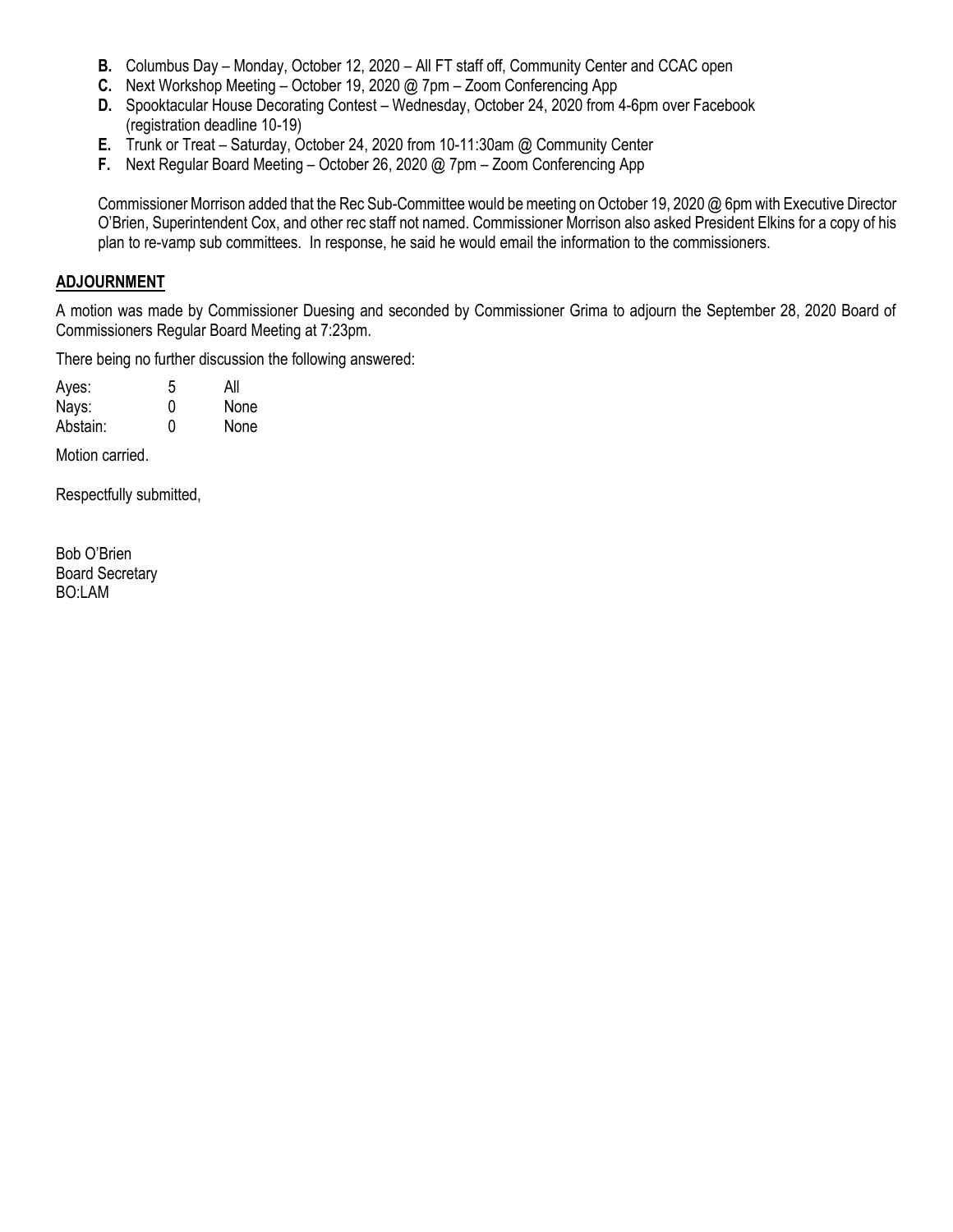- **B.** Columbus Day – Monday, October 12, 2020 – All FT staff off, Community Center and CCAC open
- **C.** Next Workshop Meeting – October 19, 2020 @ 7pm – Zoom Conferencing App
- **D.** Spooktacular House Decorating Contest – Wednesday, October 24, 2020 from 4-6pm over Facebook (registration deadline 10-19)
- **E.** Trunk or Treat – Saturday, October 24, 2020 from 10-11:30am @ Community Center
- **F.** Next Regular Board Meeting – October 26, 2020 @ 7pm – Zoom Conferencing App

Commissioner Morrison added that the Rec Sub-Committee would be meeting on October 19, 2020 @ 6pm with Executive Director O'Brien, Superintendent Cox, and other rec staff not named. Commissioner Morrison also asked President Elkins for a copy of his plan to re-vamp sub committees. In response, he said he would email the information to the commissioners.

**ADJOURNMENT**

A motion was made by Commissioner Duesing and seconded by Commissioner Grima to adjourn the September 28, 2020 Board of Commissioners Regular Board Meeting at 7:23pm.

There being no further discussion the following answered:

| | | |
|---|---|---|
| Ayes: | 5 | All |
| Nays: | 0 | None |
| Abstain: | 0 | None |

Motion carried.

Respectfully submitted,

Bob O'Brien
Board Secretary
BO:LAM